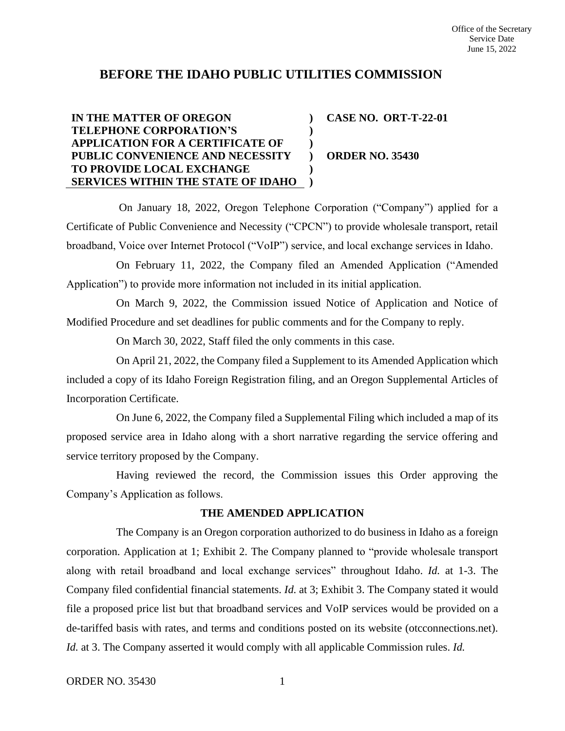Office of the Secretary
Service Date
June 15, 2022

# BEFORE THE IDAHO PUBLIC UTILITIES COMMISSION

| | | |
|---|---|---|
| **IN THE MATTER OF OREGON TELEPHONE CORPORATION'S APPLICATION FOR A CERTIFICATE OF PUBLIC CONVENIENCE AND NECESSITY TO PROVIDE LOCAL EXCHANGE SERVICES WITHIN THE STATE OF IDAHO** | **)** | **CASE NO. ORT-T-22-01** <br><br> **ORDER NO. 35430** |

On January 18, 2022, Oregon Telephone Corporation ("Company") applied for a Certificate of Public Convenience and Necessity ("CPCN") to provide wholesale transport, retail broadband, Voice over Internet Protocol ("VoIP") service, and local exchange services in Idaho.

On February 11, 2022, the Company filed an Amended Application ("Amended Application") to provide more information not included in its initial application.

On March 9, 2022, the Commission issued Notice of Application and Notice of Modified Procedure and set deadlines for public comments and for the Company to reply.

On March 30, 2022, Staff filed the only comments in this case.

On April 21, 2022, the Company filed a Supplement to its Amended Application which included a copy of its Idaho Foreign Registration filing, and an Oregon Supplemental Articles of Incorporation Certificate.

On June 6, 2022, the Company filed a Supplemental Filing which included a map of its proposed service area in Idaho along with a short narrative regarding the service offering and service territory proposed by the Company.

Having reviewed the record, the Commission issues this Order approving the Company's Application as follows.

## THE AMENDED APPLICATION

The Company is an Oregon corporation authorized to do business in Idaho as a foreign corporation. Application at 1; Exhibit 2. The Company planned to "provide wholesale transport along with retail broadband and local exchange services" throughout Idaho. *Id.* at 1-3. The Company filed confidential financial statements. *Id.* at 3; Exhibit 3. The Company stated it would file a proposed price list but that broadband services and VoIP services would be provided on a de-tariffed basis with rates, and terms and conditions posted on its website (otcconnections.net). *Id.* at 3. The Company asserted it would comply with all applicable Commission rules. *Id.*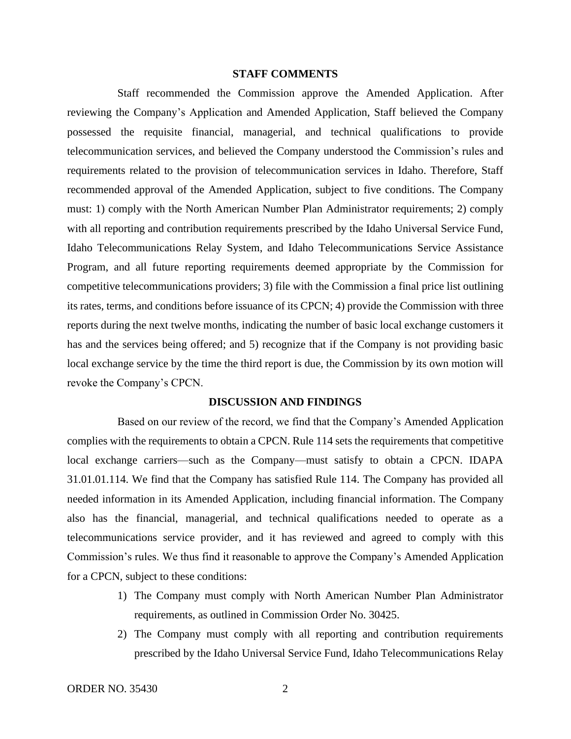## STAFF COMMENTS

Staff recommended the Commission approve the Amended Application. After reviewing the Company's Application and Amended Application, Staff believed the Company possessed the requisite financial, managerial, and technical qualifications to provide telecommunication services, and believed the Company understood the Commission's rules and requirements related to the provision of telecommunication services in Idaho. Therefore, Staff recommended approval of the Amended Application, subject to five conditions. The Company must: 1) comply with the North American Number Plan Administrator requirements; 2) comply with all reporting and contribution requirements prescribed by the Idaho Universal Service Fund, Idaho Telecommunications Relay System, and Idaho Telecommunications Service Assistance Program, and all future reporting requirements deemed appropriate by the Commission for competitive telecommunications providers; 3) file with the Commission a final price list outlining its rates, terms, and conditions before issuance of its CPCN; 4) provide the Commission with three reports during the next twelve months, indicating the number of basic local exchange customers it has and the services being offered; and 5) recognize that if the Company is not providing basic local exchange service by the time the third report is due, the Commission by its own motion will revoke the Company's CPCN.

## DISCUSSION AND FINDINGS

Based on our review of the record, we find that the Company's Amended Application complies with the requirements to obtain a CPCN. Rule 114 sets the requirements that competitive local exchange carriers—such as the Company—must satisfy to obtain a CPCN. IDAPA 31.01.01.114. We find that the Company has satisfied Rule 114. The Company has provided all needed information in its Amended Application, including financial information. The Company also has the financial, managerial, and technical qualifications needed to operate as a telecommunications service provider, and it has reviewed and agreed to comply with this Commission's rules. We thus find it reasonable to approve the Company's Amended Application for a CPCN, subject to these conditions:

1) The Company must comply with North American Number Plan Administrator requirements, as outlined in Commission Order No. 30425.
2) The Company must comply with all reporting and contribution requirements prescribed by the Idaho Universal Service Fund, Idaho Telecommunications Relay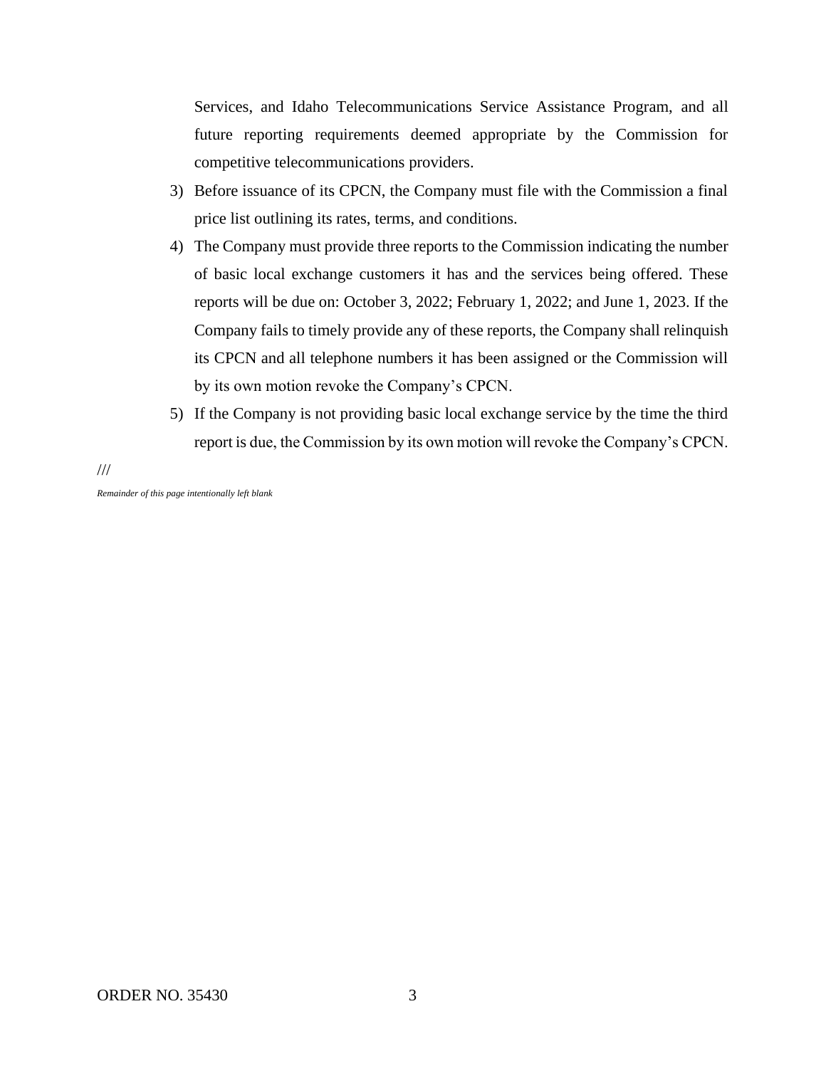Services, and Idaho Telecommunications Service Assistance Program, and all future reporting requirements deemed appropriate by the Commission for competitive telecommunications providers.

3) Before issuance of its CPCN, the Company must file with the Commission a final price list outlining its rates, terms, and conditions.

4) The Company must provide three reports to the Commission indicating the number of basic local exchange customers it has and the services being offered. These reports will be due on: October 3, 2022; February 1, 2022; and June 1, 2023. If the Company fails to timely provide any of these reports, the Company shall relinquish its CPCN and all telephone numbers it has been assigned or the Commission will by its own motion revoke the Company's CPCN.

5) If the Company is not providing basic local exchange service by the time the third report is due, the Commission by its own motion will revoke the Company's CPCN.

///

*Remainder of this page intentionally left blank*

ORDER NO. 35430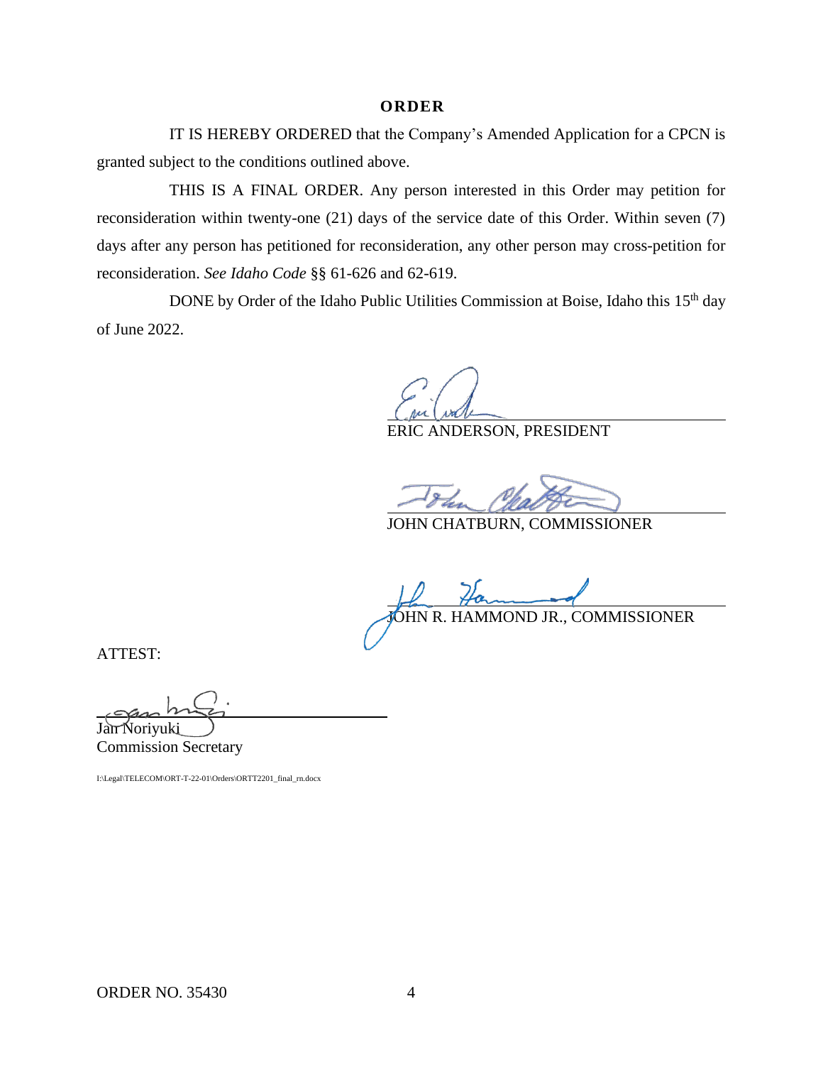## ORDER

IT IS HEREBY ORDERED that the Company's Amended Application for a CPCN is granted subject to the conditions outlined above.

THIS IS A FINAL ORDER. Any person interested in this Order may petition for reconsideration within twenty-one (21) days of the service date of this Order. Within seven (7) days after any person has petitioned for reconsideration, any other person may cross-petition for reconsideration. *See Idaho Code* §§ 61-626 and 62-619.

DONE by Order of the Idaho Public Utilities Commission at Boise, Idaho this 15th day of June 2022.

ERIC ANDERSON, PRESIDENT

JOHN CHATBURN, COMMISSIONER

JOHN R. HAMMOND JR., COMMISSIONER

ATTEST:

Jan Noriyuki
Commission Secretary

I:\Legal\TELECOM\ORT-T-22-01\Orders\ORTT2201_final_rn.docx

ORDER NO. 35430